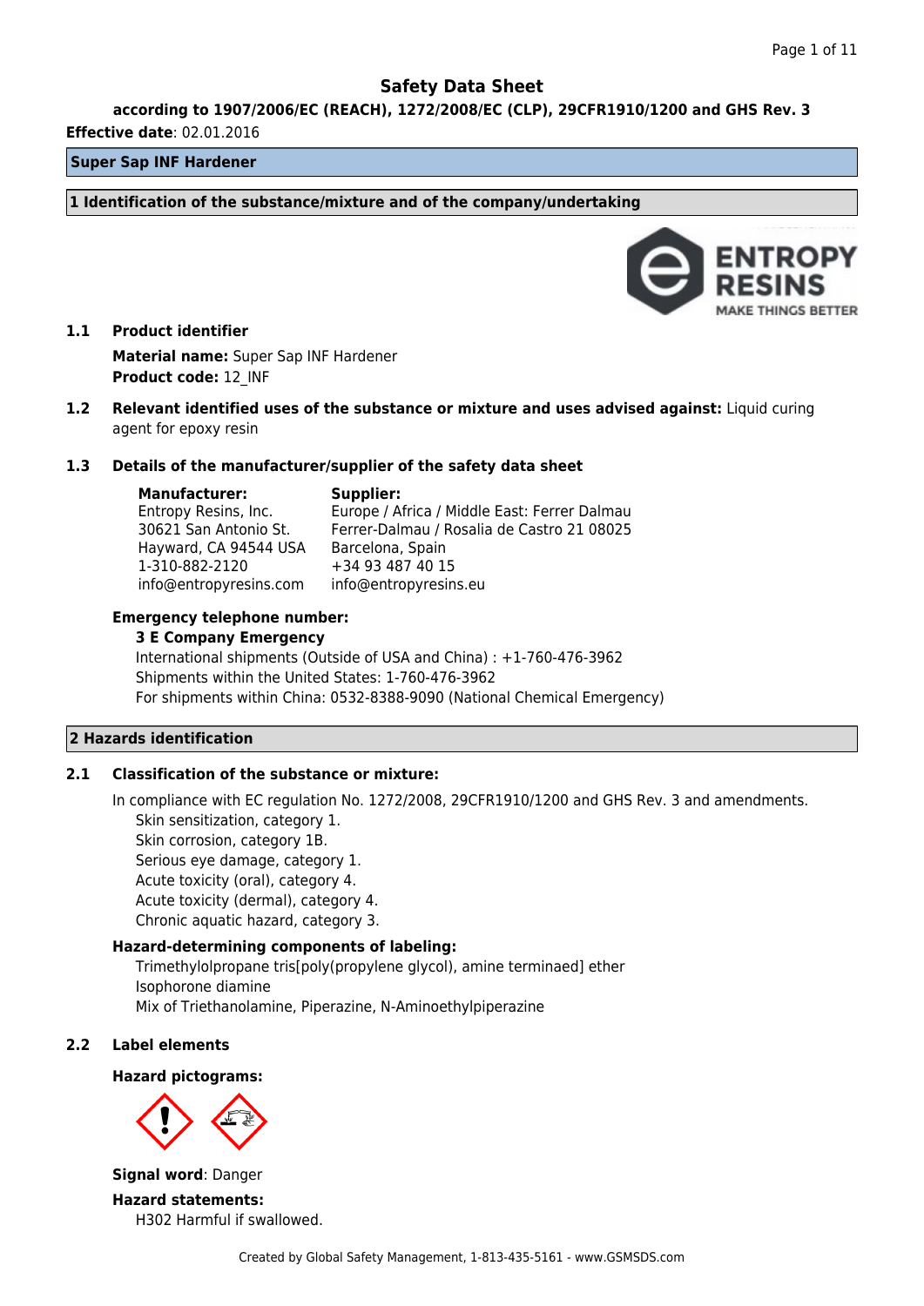# Safety Data Sheet

**according to 1907/2006/EC (REACH), 1272/2008/EC (CLP), 29CFR1910/1200 and GHS Rev. 3**

**Effective date**: 02.01.2016

## Super Sap INF Hardener

## 1 Identification of the substance/mixture and of the company/undertaking

### 1.1 Product identifier

**Material name:** Super Sap INF Hardener
**Product code:** 12_INF

### 1.2 Relevant identified uses of the substance or mixture and uses advised against:

Liquid curing agent for epoxy resin

### 1.3 Details of the manufacturer/supplier of the safety data sheet

**Manufacturer:**
Entropy Resins, Inc.
30621 San Antonio St.
Hayward, CA 94544 USA
1-310-882-2120
info@entropyresins.com

**Supplier:**
Europe / Africa / Middle East: Ferrer Dalmau
Ferrer-Dalmau / Rosalia de Castro 21 08025
Barcelona, Spain
+34 93 487 40 15
info@entropyresins.eu

**Emergency telephone number:**

**3 E Company Emergency**
International shipments (Outside of USA and China) : +1-760-476-3962
Shipments within the United States: 1-760-476-3962
For shipments within China: 0532-8388-9090 (National Chemical Emergency)

## 2 Hazards identification

### 2.1 Classification of the substance or mixture:

In compliance with EC regulation No. 1272/2008, 29CFR1910/1200 and GHS Rev. 3 and amendments.

- Skin sensitization, category 1.
- Skin corrosion, category 1B.
- Serious eye damage, category 1.
- Acute toxicity (oral), category 4.
- Acute toxicity (dermal), category 4.
- Chronic aquatic hazard, category 3.

**Hazard-determining components of labeling:**

- Trimethylolpropane tris[poly(propylene glycol), amine terminaed] ether
- Isophorone diamine
- Mix of Triethanolamine, Piperazine, N-Aminoethylpiperazine

### 2.2 Label elements

**Hazard pictograms:**

**Signal word**: Danger

**Hazard statements:**

H302 Harmful if swallowed.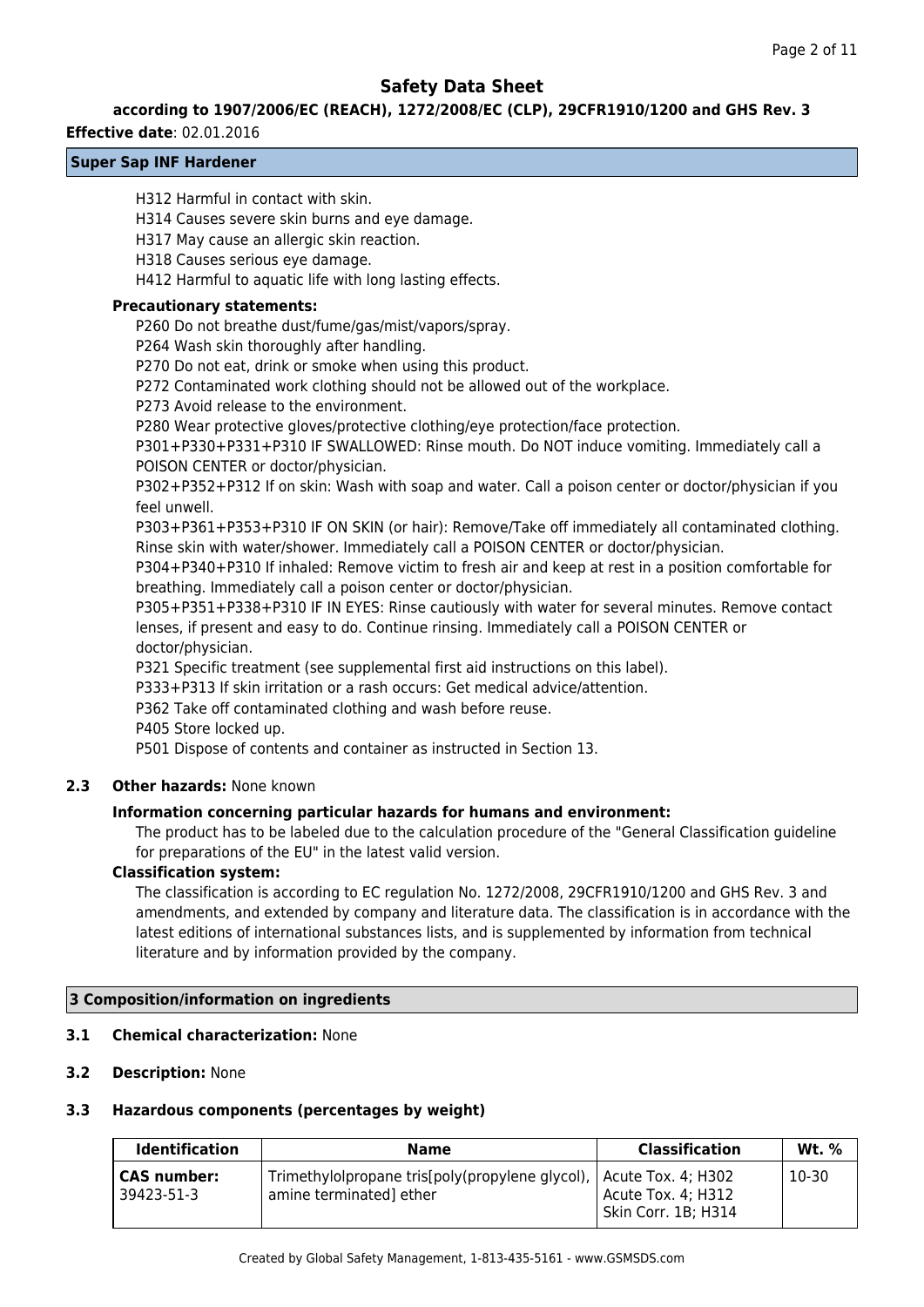# Safety Data Sheet

**according to 1907/2006/EC (REACH), 1272/2008/EC (CLP), 29CFR1910/1200 and GHS Rev. 3**

**Effective date**: 02.01.2016

**Super Sap INF Hardener**

H312 Harmful in contact with skin.
H314 Causes severe skin burns and eye damage.
H317 May cause an allergic skin reaction.
H318 Causes serious eye damage.
H412 Harmful to aquatic life with long lasting effects.

**Precautionary statements:**

P260 Do not breathe dust/fume/gas/mist/vapors/spray.
P264 Wash skin thoroughly after handling.
P270 Do not eat, drink or smoke when using this product.
P272 Contaminated work clothing should not be allowed out of the workplace.
P273 Avoid release to the environment.
P280 Wear protective gloves/protective clothing/eye protection/face protection.
P301+P330+P331+P310 IF SWALLOWED: Rinse mouth. Do NOT induce vomiting. Immediately call a POISON CENTER or doctor/physician.
P302+P352+P312 If on skin: Wash with soap and water. Call a poison center or doctor/physician if you feel unwell.
P303+P361+P353+P310 IF ON SKIN (or hair): Remove/Take off immediately all contaminated clothing. Rinse skin with water/shower. Immediately call a POISON CENTER or doctor/physician.
P304+P340+P310 If inhaled: Remove victim to fresh air and keep at rest in a position comfortable for breathing. Immediately call a poison center or doctor/physician.
P305+P351+P338+P310 IF IN EYES: Rinse cautiously with water for several minutes. Remove contact lenses, if present and easy to do. Continue rinsing. Immediately call a POISON CENTER or doctor/physician.
P321 Specific treatment (see supplemental first aid instructions on this label).
P333+P313 If skin irritation or a rash occurs: Get medical advice/attention.
P362 Take off contaminated clothing and wash before reuse.
P405 Store locked up.
P501 Dispose of contents and container as instructed in Section 13.

**2.3 Other hazards:** None known

**Information concerning particular hazards for humans and environment:**

The product has to be labeled due to the calculation procedure of the "General Classification guideline for preparations of the EU" in the latest valid version.

**Classification system:**

The classification is according to EC regulation No. 1272/2008, 29CFR1910/1200 and GHS Rev. 3 and amendments, and extended by company and literature data. The classification is in accordance with the latest editions of international substances lists, and is supplemented by information from technical literature and by information provided by the company.

## 3 Composition/information on ingredients

**3.1 Chemical characterization:** None

**3.2 Description:** None

**3.3 Hazardous components (percentages by weight)**

| Identification | Name | Classification | Wt. % |
|---|---|---|---|
| **CAS number:** 39423-51-3 | Trimethylolpropane tris[poly(propylene glycol), amine terminated] ether | Acute Tox. 4; H302<br>Acute Tox. 4; H312<br>Skin Corr. 1B; H314 | 10-30 |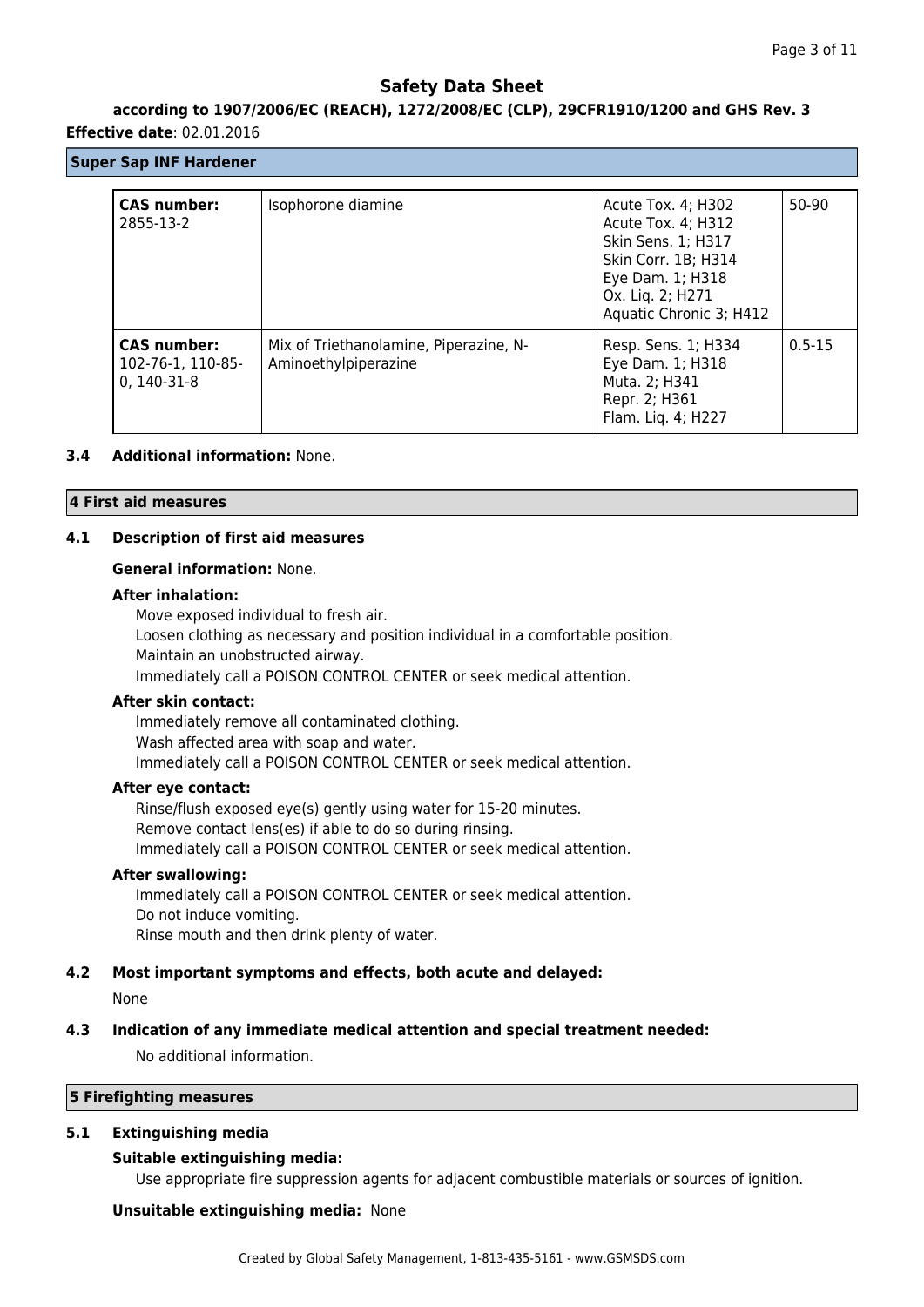# Safety Data Sheet

**according to 1907/2006/EC (REACH), 1272/2008/EC (CLP), 29CFR1910/1200 and GHS Rev. 3**

**Effective date**: 02.01.2016

**Super Sap INF Hardener**

| | | | |
|---|---|---|---|
| **CAS number:** 2855-13-2 | Isophorone diamine | Acute Tox. 4; H302<br>Acute Tox. 4; H312<br>Skin Sens. 1; H317<br>Skin Corr. 1B; H314<br>Eye Dam. 1; H318<br>Ox. Liq. 2; H271<br>Aquatic Chronic 3; H412 | 50-90 |
| **CAS number:** 102-76-1, 110-85-0, 140-31-8 | Mix of Triethanolamine, Piperazine, N-Aminoethylpiperazine | Resp. Sens. 1; H334<br>Eye Dam. 1; H318<br>Muta. 2; H341<br>Repr. 2; H361<br>Flam. Liq. 4; H227 | 0.5-15 |

**3.4 Additional information:** None.

## 4 First aid measures

### 4.1 Description of first aid measures

**General information:** None.

**After inhalation:**

Move exposed individual to fresh air.
Loosen clothing as necessary and position individual in a comfortable position.
Maintain an unobstructed airway.
Immediately call a POISON CONTROL CENTER or seek medical attention.

**After skin contact:**

Immediately remove all contaminated clothing.
Wash affected area with soap and water.
Immediately call a POISON CONTROL CENTER or seek medical attention.

**After eye contact:**

Rinse/flush exposed eye(s) gently using water for 15-20 minutes.
Remove contact lens(es) if able to do so during rinsing.
Immediately call a POISON CONTROL CENTER or seek medical attention.

**After swallowing:**

Immediately call a POISON CONTROL CENTER or seek medical attention.
Do not induce vomiting.
Rinse mouth and then drink plenty of water.

### 4.2 Most important symptoms and effects, both acute and delayed:

None

### 4.3 Indication of any immediate medical attention and special treatment needed:

No additional information.

## 5 Firefighting measures

### 5.1 Extinguishing media

**Suitable extinguishing media:**

Use appropriate fire suppression agents for adjacent combustible materials or sources of ignition.

**Unsuitable extinguishing media:** None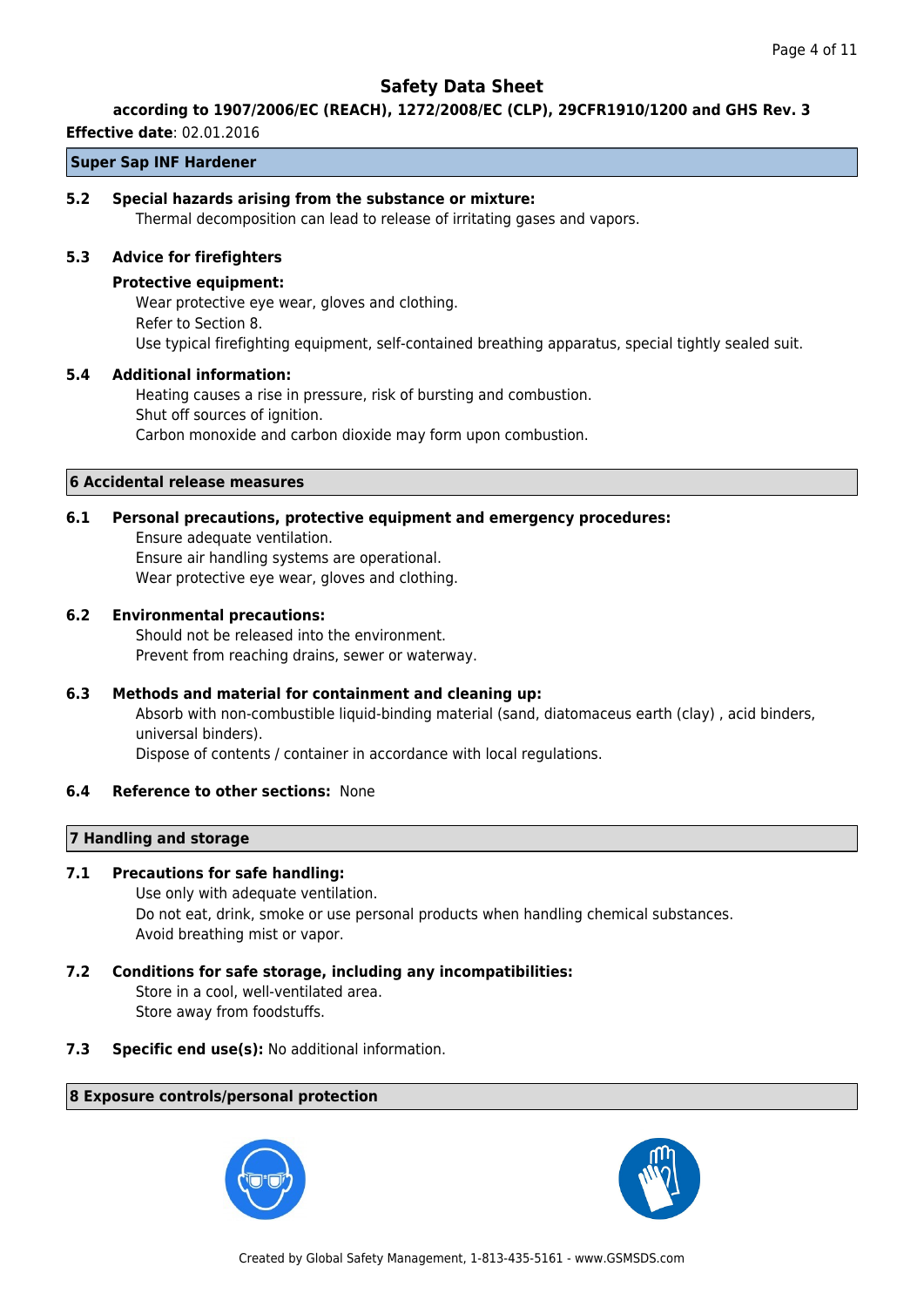**Super Sap INF Hardener**

**5.2 Special hazards arising from the substance or mixture:**
Thermal decomposition can lead to release of irritating gases and vapors.

**5.3 Advice for firefighters**

**Protective equipment:**
Wear protective eye wear, gloves and clothing.
Refer to Section 8.
Use typical firefighting equipment, self-contained breathing apparatus, special tightly sealed suit.

**5.4 Additional information:**
Heating causes a rise in pressure, risk of bursting and combustion.
Shut off sources of ignition.
Carbon monoxide and carbon dioxide may form upon combustion.

## 6 Accidental release measures

**6.1 Personal precautions, protective equipment and emergency procedures:**
Ensure adequate ventilation.
Ensure air handling systems are operational.
Wear protective eye wear, gloves and clothing.

**6.2 Environmental precautions:**
Should not be released into the environment.
Prevent from reaching drains, sewer or waterway.

**6.3 Methods and material for containment and cleaning up:**
Absorb with non-combustible liquid-binding material (sand, diatomaceus earth (clay) , acid binders, universal binders).
Dispose of contents / container in accordance with local regulations.

**6.4 Reference to other sections:** None

## 7 Handling and storage

**7.1 Precautions for safe handling:**
Use only with adequate ventilation.
Do not eat, drink, smoke or use personal products when handling chemical substances.
Avoid breathing mist or vapor.

**7.2 Conditions for safe storage, including any incompatibilities:**
Store in a cool, well-ventilated area.
Store away from foodstuffs.

**7.3 Specific end use(s):** No additional information.

## 8 Exposure controls/personal protection

Created by Global Safety Management, 1-813-435-5161 - www.GSMSDS.com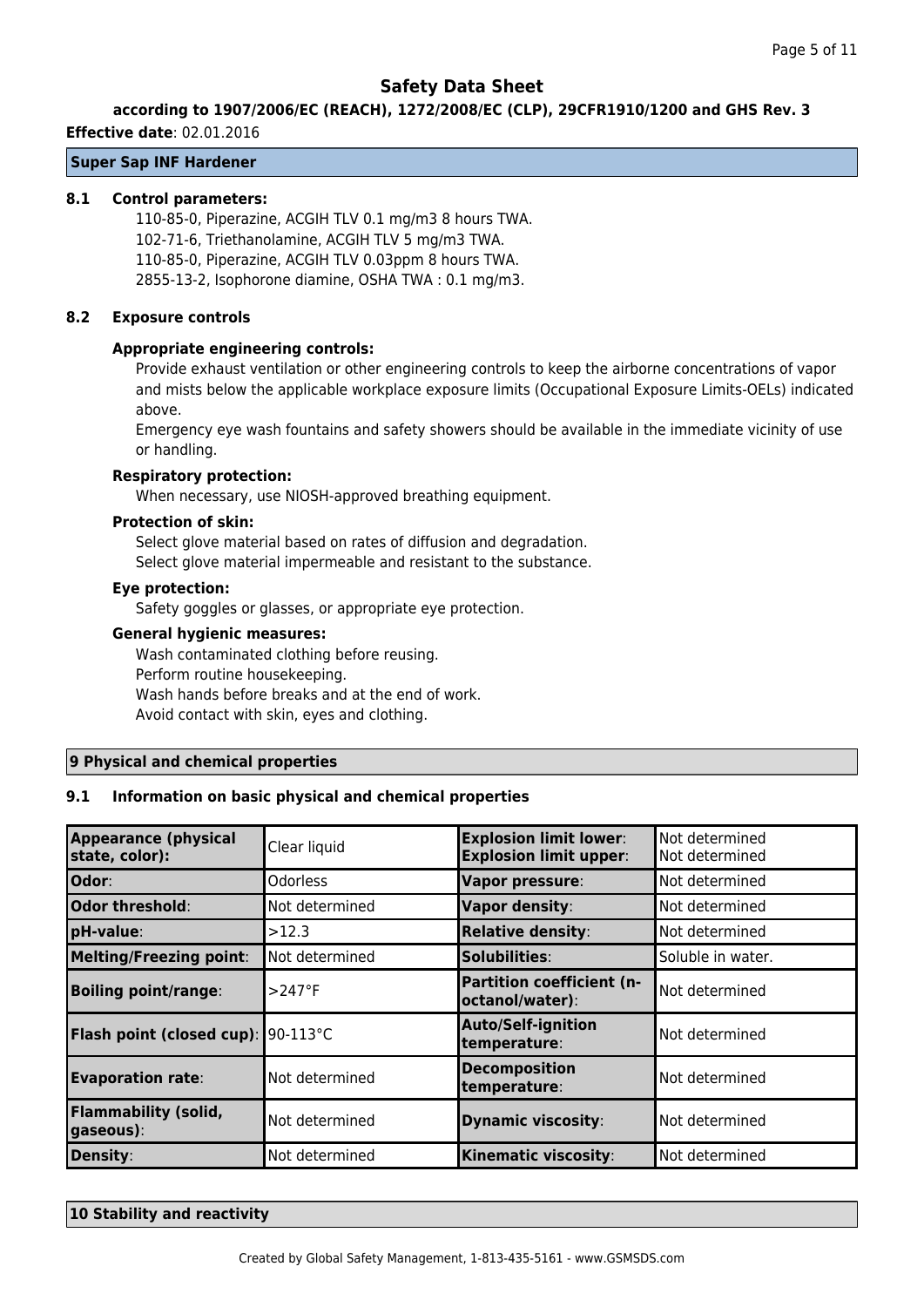**Super Sap INF Hardener**

### 8.1 Control parameters:

110-85-0, Piperazine, ACGIH TLV 0.1 mg/m3 8 hours TWA.
102-71-6, Triethanolamine, ACGIH TLV 5 mg/m3 TWA.
110-85-0, Piperazine, ACGIH TLV 0.03ppm 8 hours TWA.
2855-13-2, Isophorone diamine, OSHA TWA : 0.1 mg/m3.

### 8.2 Exposure controls

**Appropriate engineering controls:**

Provide exhaust ventilation or other engineering controls to keep the airborne concentrations of vapor and mists below the applicable workplace exposure limits (Occupational Exposure Limits-OELs) indicated above.

Emergency eye wash fountains and safety showers should be available in the immediate vicinity of use or handling.

**Respiratory protection:**

When necessary, use NIOSH-approved breathing equipment.

**Protection of skin:**

Select glove material based on rates of diffusion and degradation.
Select glove material impermeable and resistant to the substance.

**Eye protection:**

Safety goggles or glasses, or appropriate eye protection.

**General hygienic measures:**

Wash contaminated clothing before reusing.
Perform routine housekeeping.
Wash hands before breaks and at the end of work.
Avoid contact with skin, eyes and clothing.

## 9 Physical and chemical properties

### 9.1 Information on basic physical and chemical properties

| **Appearance (physical state, color):** | Clear liquid | **Explosion limit lower:** **Explosion limit upper:** | Not determined Not determined |
|---|---|---|---|
| **Odor:** | Odorless | **Vapor pressure:** | Not determined |
| **Odor threshold:** | Not determined | **Vapor density:** | Not determined |
| **pH-value:** | >12.3 | **Relative density:** | Not determined |
| **Melting/Freezing point:** | Not determined | **Solubilities:** | Soluble in water. |
| **Boiling point/range:** | >247°F | **Partition coefficient (n-octanol/water):** | Not determined |
| **Flash point (closed cup):** | 90-113°C | **Auto/Self-ignition temperature:** | Not determined |
| **Evaporation rate:** | Not determined | **Decomposition temperature:** | Not determined |
| **Flammability (solid, gaseous):** | Not determined | **Dynamic viscosity:** | Not determined |
| **Density:** | Not determined | **Kinematic viscosity:** | Not determined |

## 10 Stability and reactivity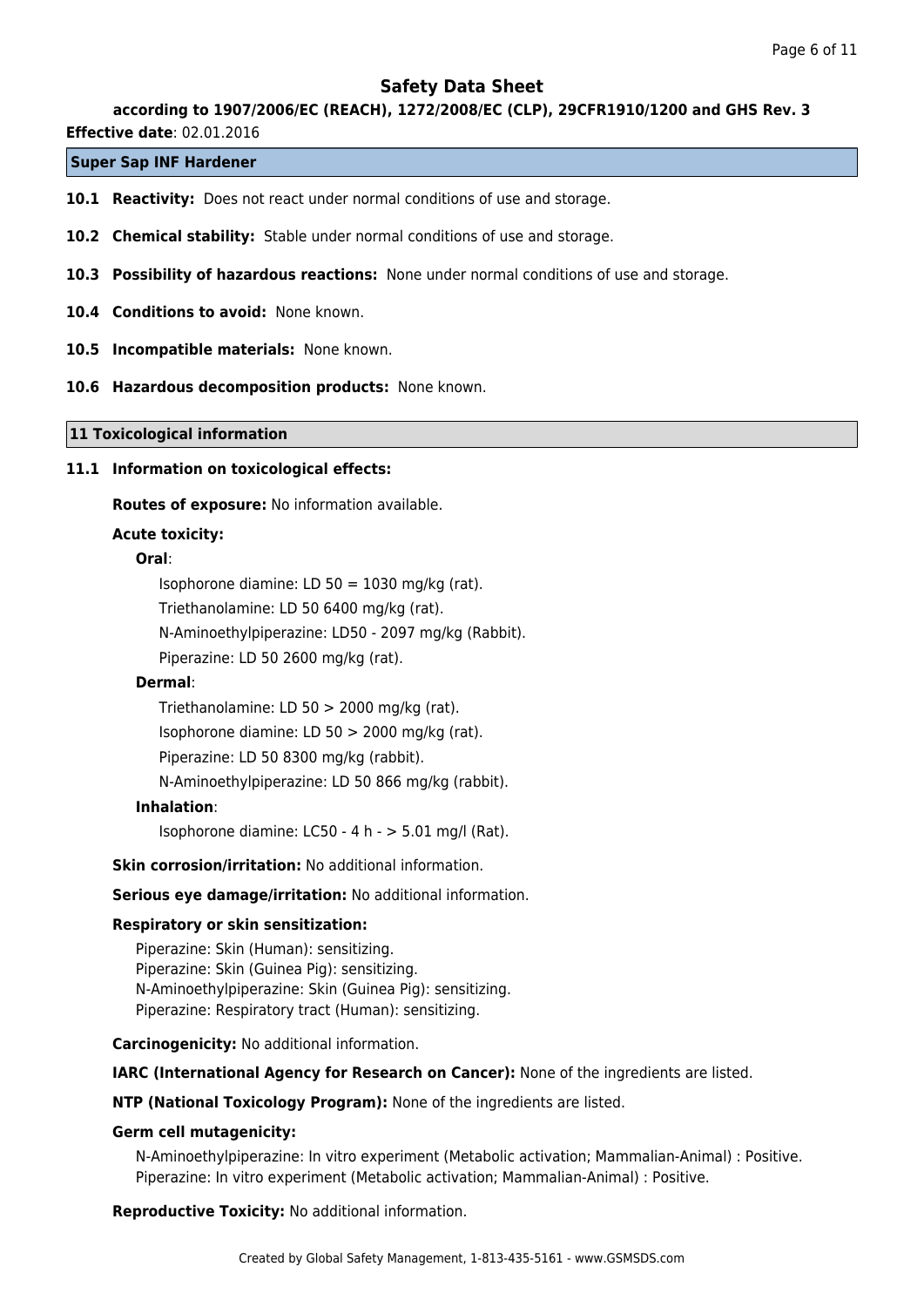# Safety Data Sheet

**according to 1907/2006/EC (REACH), 1272/2008/EC (CLP), 29CFR1910/1200 and GHS Rev. 3**

**Effective date**: 02.01.2016

**Super Sap INF Hardener**

**10.1 Reactivity:** Does not react under normal conditions of use and storage.

**10.2 Chemical stability:** Stable under normal conditions of use and storage.

**10.3 Possibility of hazardous reactions:** None under normal conditions of use and storage.

**10.4 Conditions to avoid:** None known.

**10.5 Incompatible materials:** None known.

**10.6 Hazardous decomposition products:** None known.

## 11 Toxicological information

**11.1 Information on toxicological effects:**

**Routes of exposure:** No information available.

**Acute toxicity:**

**Oral**:

Isophorone diamine: LD 50 = 1030 mg/kg (rat).

Triethanolamine: LD 50 6400 mg/kg (rat).

N-Aminoethylpiperazine: LD50 - 2097 mg/kg (Rabbit).

Piperazine: LD 50 2600 mg/kg (rat).

**Dermal**:

Triethanolamine: LD 50 > 2000 mg/kg (rat).

Isophorone diamine: LD 50 > 2000 mg/kg (rat).

Piperazine: LD 50 8300 mg/kg (rabbit).

N-Aminoethylpiperazine: LD 50 866 mg/kg (rabbit).

**Inhalation**:

Isophorone diamine: LC50 - 4 h - > 5.01 mg/l (Rat).

**Skin corrosion/irritation:** No additional information.

**Serious eye damage/irritation:** No additional information.

**Respiratory or skin sensitization:**

Piperazine: Skin (Human): sensitizing.
Piperazine: Skin (Guinea Pig): sensitizing.
N-Aminoethylpiperazine: Skin (Guinea Pig): sensitizing.
Piperazine: Respiratory tract (Human): sensitizing.

**Carcinogenicity:** No additional information.

**IARC (International Agency for Research on Cancer):** None of the ingredients are listed.

**NTP (National Toxicology Program):** None of the ingredients are listed.

**Germ cell mutagenicity:**

N-Aminoethylpiperazine: In vitro experiment (Metabolic activation; Mammalian-Animal) : Positive.
Piperazine: In vitro experiment (Metabolic activation; Mammalian-Animal) : Positive.

**Reproductive Toxicity:** No additional information.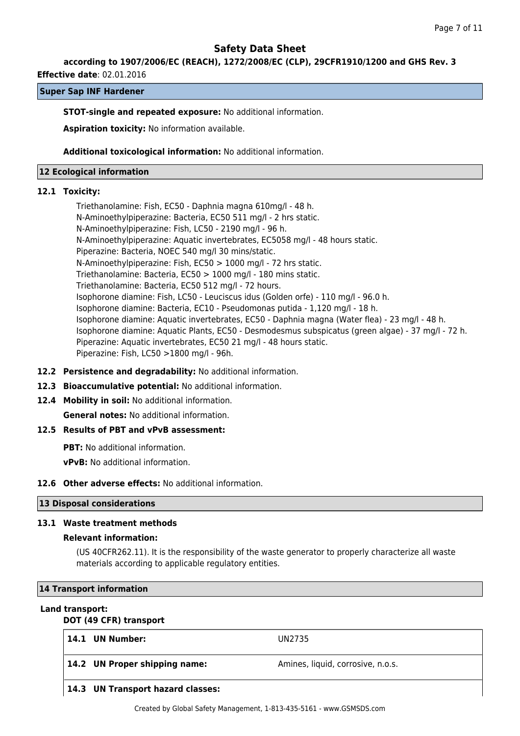# Safety Data Sheet

**according to 1907/2006/EC (REACH), 1272/2008/EC (CLP), 29CFR1910/1200 and GHS Rev. 3**

**Effective date**: 02.01.2016

**Super Sap INF Hardener**

**STOT-single and repeated exposure:** No additional information.

**Aspiration toxicity:** No information available.

**Additional toxicological information:** No additional information.

## 12 Ecological information

### 12.1 Toxicity:

Triethanolamine: Fish, EC50 - Daphnia magna 610mg/l - 48 h.
N-Aminoethylpiperazine: Bacteria, EC50 511 mg/l - 2 hrs static.
N-Aminoethylpiperazine: Fish, LC50 - 2190 mg/l - 96 h.
N-Aminoethylpiperazine: Aquatic invertebrates, EC5058 mg/l - 48 hours static.
Piperazine: Bacteria, NOEC 540 mg/l 30 mins/static.
N-Aminoethylpiperazine: Fish, EC50 > 1000 mg/l - 72 hrs static.
Triethanolamine: Bacteria, EC50 > 1000 mg/l - 180 mins static.
Triethanolamine: Bacteria, EC50 512 mg/l - 72 hours.
Isophorone diamine: Fish, LC50 - Leuciscus idus (Golden orfe) - 110 mg/l - 96.0 h.
Isophorone diamine: Bacteria, EC10 - Pseudomonas putida - 1,120 mg/l - 18 h.
Isophorone diamine: Aquatic invertebrates, EC50 - Daphnia magna (Water flea) - 23 mg/l - 48 h.
Isophorone diamine: Aquatic Plants, EC50 - Desmodesmus subspicatus (green algae) - 37 mg/l - 72 h.
Piperazine: Aquatic invertebrates, EC50 21 mg/l - 48 hours static.
Piperazine: Fish, LC50 >1800 mg/l - 96h.

**12.2 Persistence and degradability:** No additional information.

**12.3 Bioaccumulative potential:** No additional information.

**12.4 Mobility in soil:** No additional information.

**General notes:** No additional information.

### 12.5 Results of PBT and vPvB assessment:

**PBT:** No additional information.

**vPvB:** No additional information.

**12.6 Other adverse effects:** No additional information.

## 13 Disposal considerations

### 13.1 Waste treatment methods

**Relevant information:**

(US 40CFR262.11). It is the responsibility of the waste generator to properly characterize all waste materials according to applicable regulatory entities.

## 14 Transport information

**Land transport:**

**DOT (49 CFR) transport**

| | |
|---|---|
| **14.1 UN Number:** | UN2735 |
| **14.2 UN Proper shipping name:** | Amines, liquid, corrosive, n.o.s. |
| **14.3 UN Transport hazard classes:** | |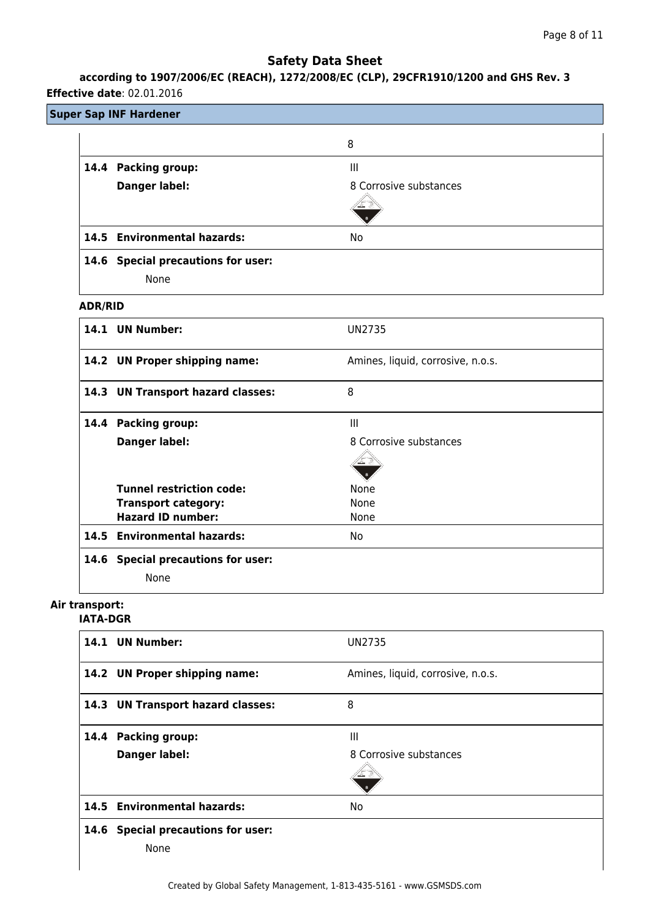## Safety Data Sheet

**according to 1907/2006/EC (REACH), 1272/2008/EC (CLP), 29CFR1910/1200 and GHS Rev. 3**

**Effective date**: 02.01.2016

**Super Sap INF Hardener**

| | |
|---|---|
| | 8 |
| **14.4 Packing group:** | III |
| **Danger label:** | 8 Corrosive substances |
| **14.5 Environmental hazards:** | No |
| **14.6 Special precautions for user:** None | |

**ADR/RID**

| | |
|---|---|
| **14.1 UN Number:** | UN2735 |
| **14.2 UN Proper shipping name:** | Amines, liquid, corrosive, n.o.s. |
| **14.3 UN Transport hazard classes:** | 8 |
| **14.4 Packing group:** | III |
| **Danger label:** | 8 Corrosive substances |
| **Tunnel restriction code:** | None |
| **Transport category:** | None |
| **Hazard ID number:** | None |
| **14.5 Environmental hazards:** | No |
| **14.6 Special precautions for user:** None | |

**Air transport:**

**IATA-DGR**

| | |
|---|---|
| **14.1 UN Number:** | UN2735 |
| **14.2 UN Proper shipping name:** | Amines, liquid, corrosive, n.o.s. |
| **14.3 UN Transport hazard classes:** | 8 |
| **14.4 Packing group:** | III |
| **Danger label:** | 8 Corrosive substances |
| **14.5 Environmental hazards:** | No |
| **14.6 Special precautions for user:** None | |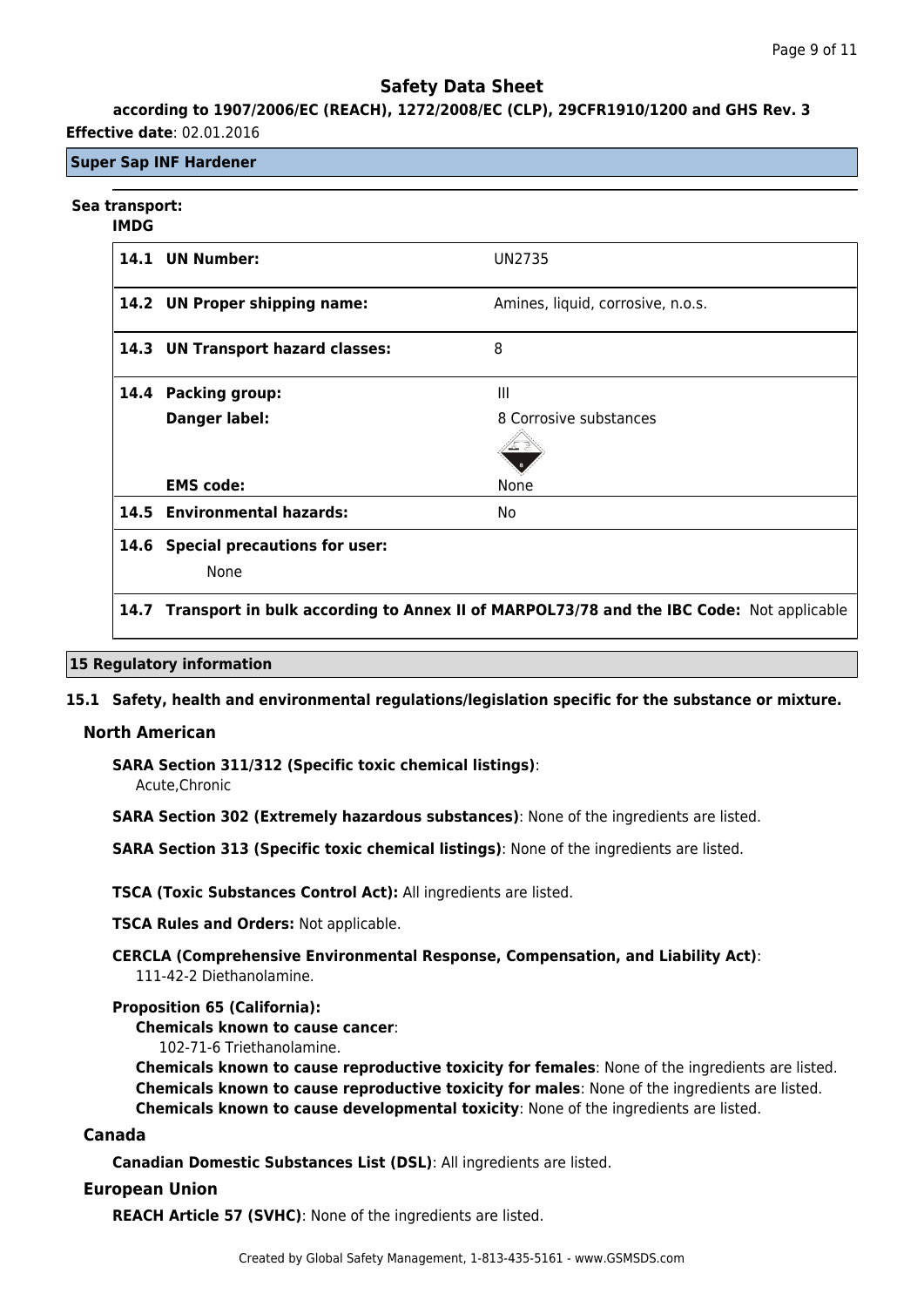# Safety Data Sheet

**according to 1907/2006/EC (REACH), 1272/2008/EC (CLP), 29CFR1910/1200 and GHS Rev. 3**

**Effective date**: 02.01.2016

**Super Sap INF Hardener**

**Sea transport:**

**IMDG**

| | |
|---|---|
| **14.1 UN Number:** | UN2735 |
| **14.2 UN Proper shipping name:** | Amines, liquid, corrosive, n.o.s. |
| **14.3 UN Transport hazard classes:** | 8 |
| **14.4 Packing group:** | III |
| **Danger label:** | 8 Corrosive substances |
| **EMS code:** | None |
| **14.5 Environmental hazards:** | No |
| **14.6 Special precautions for user:** None | |
| **14.7 Transport in bulk according to Annex II of MARPOL73/78 and the IBC Code:** Not applicable | |

## 15 Regulatory information

### 15.1 Safety, health and environmental regulations/legislation specific for the substance or mixture.

#### North American

**SARA Section 311/312 (Specific toxic chemical listings)**:
Acute,Chronic

**SARA Section 302 (Extremely hazardous substances)**: None of the ingredients are listed.

**SARA Section 313 (Specific toxic chemical listings)**: None of the ingredients are listed.

**TSCA (Toxic Substances Control Act):** All ingredients are listed.

**TSCA Rules and Orders:** Not applicable.

**CERCLA (Comprehensive Environmental Response, Compensation, and Liability Act)**:
111-42-2 Diethanolamine.

**Proposition 65 (California):**

**Chemicals known to cause cancer**:
102-71-6 Triethanolamine.

**Chemicals known to cause reproductive toxicity for females**: None of the ingredients are listed.
**Chemicals known to cause reproductive toxicity for males**: None of the ingredients are listed.
**Chemicals known to cause developmental toxicity**: None of the ingredients are listed.

#### Canada

**Canadian Domestic Substances List (DSL)**: All ingredients are listed.

#### European Union

**REACH Article 57 (SVHC)**: None of the ingredients are listed.

Created by Global Safety Management, 1-813-435-5161 - www.GSMSDS.com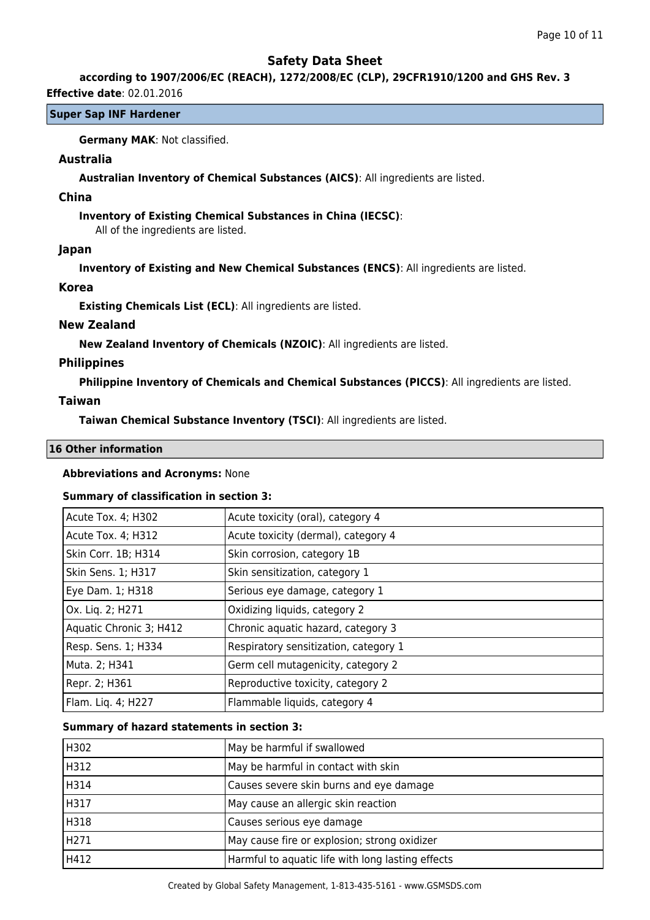# Safety Data Sheet

**according to 1907/2006/EC (REACH), 1272/2008/EC (CLP), 29CFR1910/1200 and GHS Rev. 3**

**Effective date**: 02.01.2016

**Super Sap INF Hardener**

**Germany MAK**: Not classified.

### Australia

**Australian Inventory of Chemical Substances (AICS)**: All ingredients are listed.

### China

**Inventory of Existing Chemical Substances in China (IECSC)**:
All of the ingredients are listed.

### Japan

**Inventory of Existing and New Chemical Substances (ENCS)**: All ingredients are listed.

### Korea

**Existing Chemicals List (ECL)**: All ingredients are listed.

### New Zealand

**New Zealand Inventory of Chemicals (NZOIC)**: All ingredients are listed.

### Philippines

**Philippine Inventory of Chemicals and Chemical Substances (PICCS)**: All ingredients are listed.

### Taiwan

**Taiwan Chemical Substance Inventory (TSCI)**: All ingredients are listed.

## 16 Other information

**Abbreviations and Acronyms:** None

**Summary of classification in section 3:**

| | |
|---|---|
| Acute Tox. 4; H302 | Acute toxicity (oral), category 4 |
| Acute Tox. 4; H312 | Acute toxicity (dermal), category 4 |
| Skin Corr. 1B; H314 | Skin corrosion, category 1B |
| Skin Sens. 1; H317 | Skin sensitization, category 1 |
| Eye Dam. 1; H318 | Serious eye damage, category 1 |
| Ox. Liq. 2; H271 | Oxidizing liquids, category 2 |
| Aquatic Chronic 3; H412 | Chronic aquatic hazard, category 3 |
| Resp. Sens. 1; H334 | Respiratory sensitization, category 1 |
| Muta. 2; H341 | Germ cell mutagenicity, category 2 |
| Repr. 2; H361 | Reproductive toxicity, category 2 |
| Flam. Liq. 4; H227 | Flammable liquids, category 4 |

**Summary of hazard statements in section 3:**

| | |
|---|---|
| H302 | May be harmful if swallowed |
| H312 | May be harmful in contact with skin |
| H314 | Causes severe skin burns and eye damage |
| H317 | May cause an allergic skin reaction |
| H318 | Causes serious eye damage |
| H271 | May cause fire or explosion; strong oxidizer |
| H412 | Harmful to aquatic life with long lasting effects |

Created by Global Safety Management, 1-813-435-5161 - www.GSMSDS.com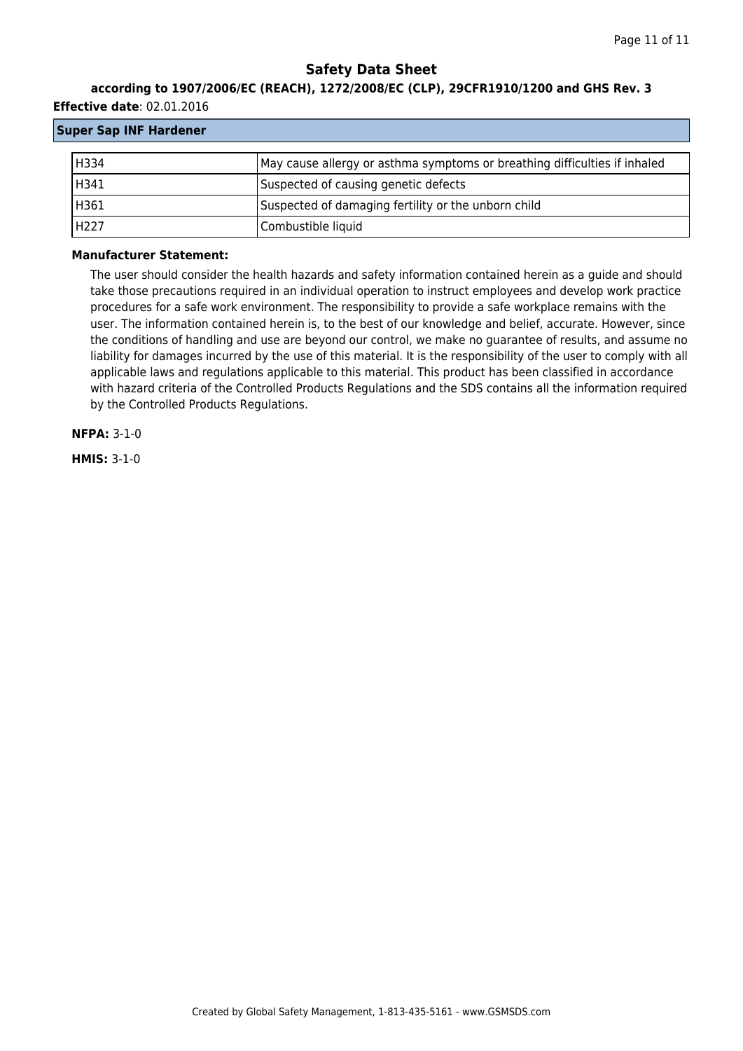# Safety Data Sheet

**according to 1907/2006/EC (REACH), 1272/2008/EC (CLP), 29CFR1910/1200 and GHS Rev. 3**

**Effective date**: 02.01.2016

**Super Sap INF Hardener**

| | |
|---|---|
| H334 | May cause allergy or asthma symptoms or breathing difficulties if inhaled |
| H341 | Suspected of causing genetic defects |
| H361 | Suspected of damaging fertility or the unborn child |
| H227 | Combustible liquid |

**Manufacturer Statement:**

The user should consider the health hazards and safety information contained herein as a guide and should take those precautions required in an individual operation to instruct employees and develop work practice procedures for a safe work environment. The responsibility to provide a safe workplace remains with the user. The information contained herein is, to the best of our knowledge and belief, accurate. However, since the conditions of handling and use are beyond our control, we make no guarantee of results, and assume no liability for damages incurred by the use of this material. It is the responsibility of the user to comply with all applicable laws and regulations applicable to this material. This product has been classified in accordance with hazard criteria of the Controlled Products Regulations and the SDS contains all the information required by the Controlled Products Regulations.

**NFPA:** 3-1-0

**HMIS:** 3-1-0

Created by Global Safety Management, 1-813-435-5161 - www.GSMSDS.com